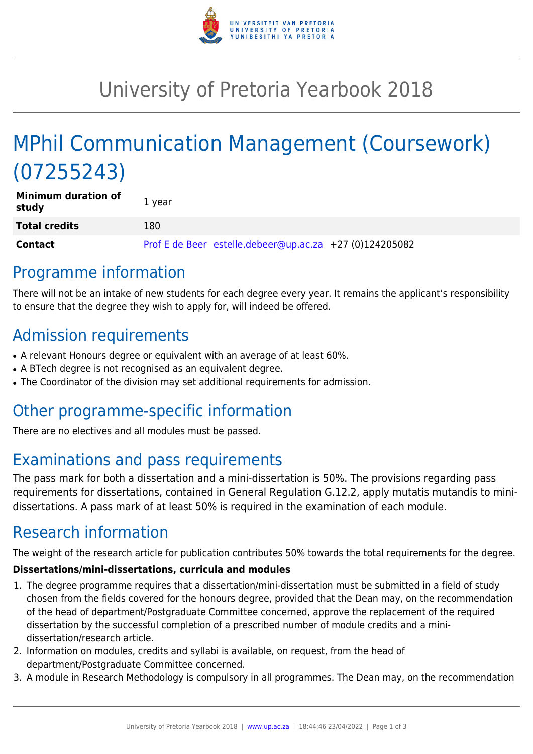# University of Pretoria Yearbook 2018

## MPhil Communication Management (Coursework) (07255243)

| | |
|---|---|
| **Minimum duration of study** | 1 year |
| **Total credits** | 180 |
| **Contact** | Prof E de Beer estelle.debeer@up.ac.za +27 (0)124205082 |

## Programme information

There will not be an intake of new students for each degree every year. It remains the applicant's responsibility to ensure that the degree they wish to apply for, will indeed be offered.

## Admission requirements

- A relevant Honours degree or equivalent with an average of at least 60%.
- A BTech degree is not recognised as an equivalent degree.
- The Coordinator of the division may set additional requirements for admission.

## Other programme-specific information

There are no electives and all modules must be passed.

## Examinations and pass requirements

The pass mark for both a dissertation and a mini-dissertation is 50%. The provisions regarding pass requirements for dissertations, contained in General Regulation G.12.2, apply mutatis mutandis to mini-dissertations. A pass mark of at least 50% is required in the examination of each module.

## Research information

The weight of the research article for publication contributes 50% towards the total requirements for the degree.

**Dissertations/mini-dissertations, curricula and modules**

1. The degree programme requires that a dissertation/mini-dissertation must be submitted in a field of study chosen from the fields covered for the honours degree, provided that the Dean may, on the recommendation of the head of department/Postgraduate Committee concerned, approve the replacement of the required dissertation by the successful completion of a prescribed number of module credits and a mini-dissertation/research article.
2. Information on modules, credits and syllabi is available, on request, from the head of department/Postgraduate Committee concerned.
3. A module in Research Methodology is compulsory in all programmes. The Dean may, on the recommendation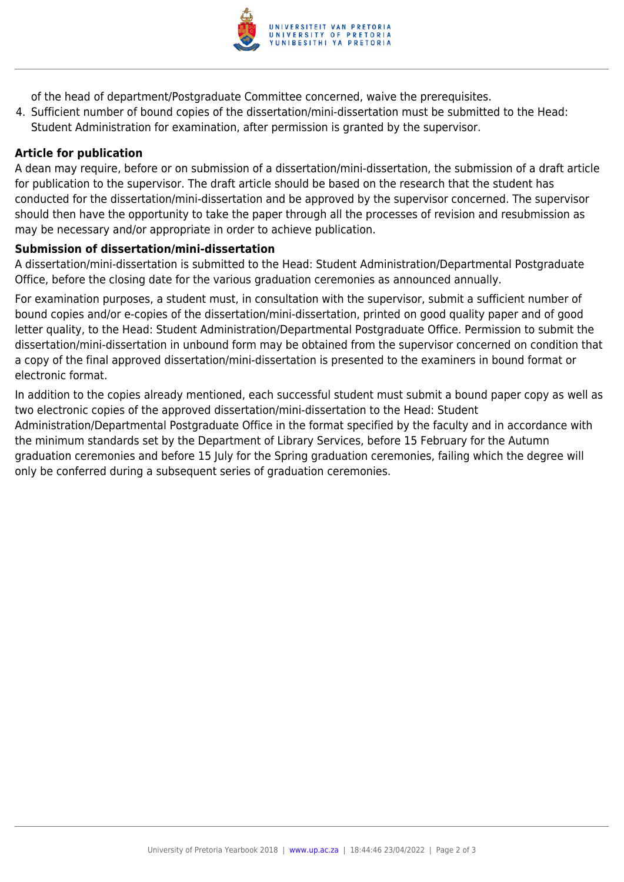of the head of department/Postgraduate Committee concerned, waive the prerequisites.

4. Sufficient number of bound copies of the dissertation/mini-dissertation must be submitted to the Head: Student Administration for examination, after permission is granted by the supervisor.

**Article for publication**

A dean may require, before or on submission of a dissertation/mini-dissertation, the submission of a draft article for publication to the supervisor. The draft article should be based on the research that the student has conducted for the dissertation/mini-dissertation and be approved by the supervisor concerned. The supervisor should then have the opportunity to take the paper through all the processes of revision and resubmission as may be necessary and/or appropriate in order to achieve publication.

**Submission of dissertation/mini-dissertation**

A dissertation/mini-dissertation is submitted to the Head: Student Administration/Departmental Postgraduate Office, before the closing date for the various graduation ceremonies as announced annually.

For examination purposes, a student must, in consultation with the supervisor, submit a sufficient number of bound copies and/or e-copies of the dissertation/mini-dissertation, printed on good quality paper and of good letter quality, to the Head: Student Administration/Departmental Postgraduate Office. Permission to submit the dissertation/mini-dissertation in unbound form may be obtained from the supervisor concerned on condition that a copy of the final approved dissertation/mini-dissertation is presented to the examiners in bound format or electronic format.

In addition to the copies already mentioned, each successful student must submit a bound paper copy as well as two electronic copies of the approved dissertation/mini-dissertation to the Head: Student Administration/Departmental Postgraduate Office in the format specified by the faculty and in accordance with the minimum standards set by the Department of Library Services, before 15 February for the Autumn graduation ceremonies and before 15 July for the Spring graduation ceremonies, failing which the degree will only be conferred during a subsequent series of graduation ceremonies.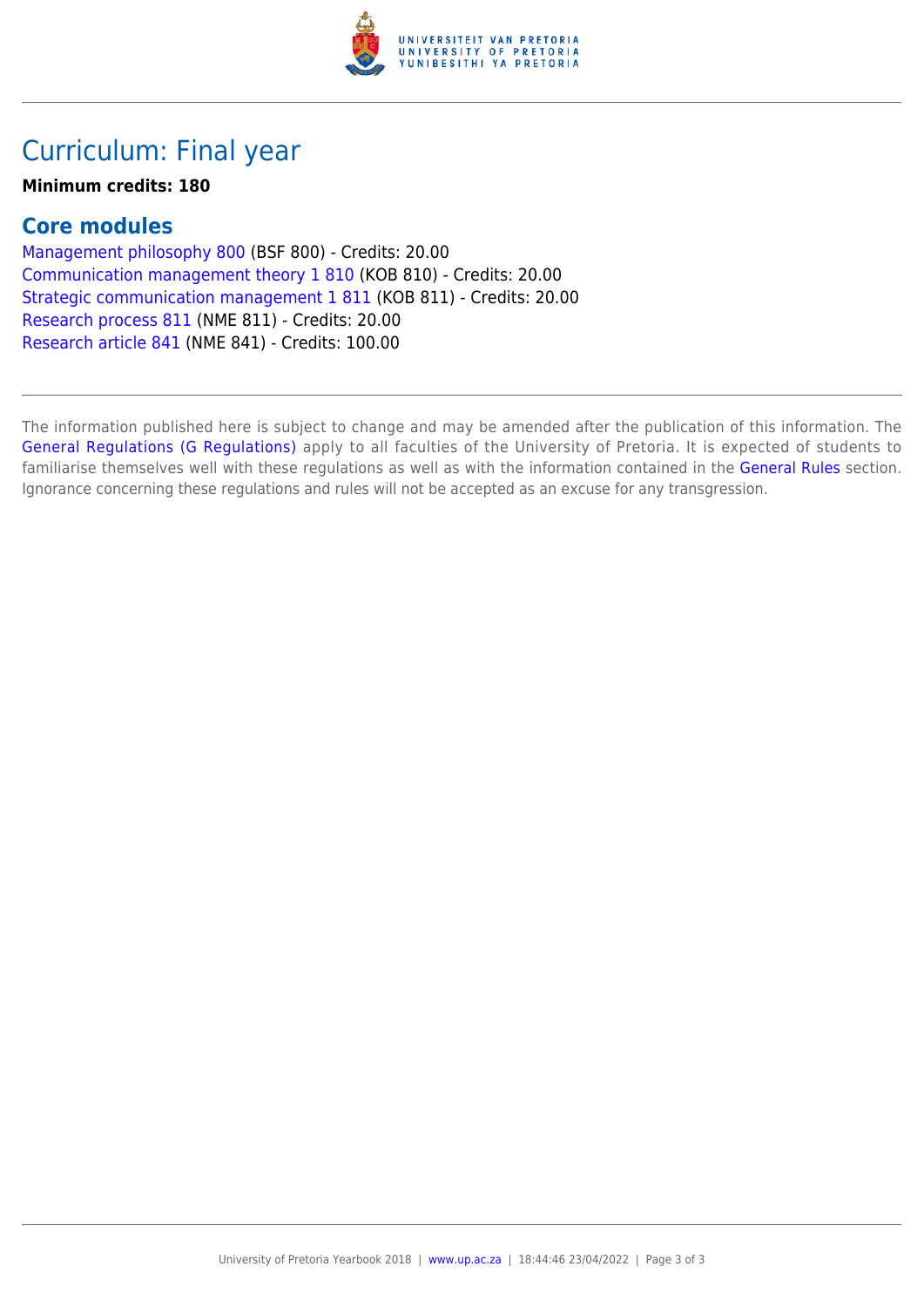# Curriculum: Final year

**Minimum credits: 180**

## Core modules

Management philosophy 800 (BSF 800) - Credits: 20.00
Communication management theory 1 810 (KOB 810) - Credits: 20.00
Strategic communication management 1 811 (KOB 811) - Credits: 20.00
Research process 811 (NME 811) - Credits: 20.00
Research article 841 (NME 841) - Credits: 100.00

The information published here is subject to change and may be amended after the publication of this information. The General Regulations (G Regulations) apply to all faculties of the University of Pretoria. It is expected of students to familiarise themselves well with these regulations as well as with the information contained in the General Rules section. Ignorance concerning these regulations and rules will not be accepted as an excuse for any transgression.